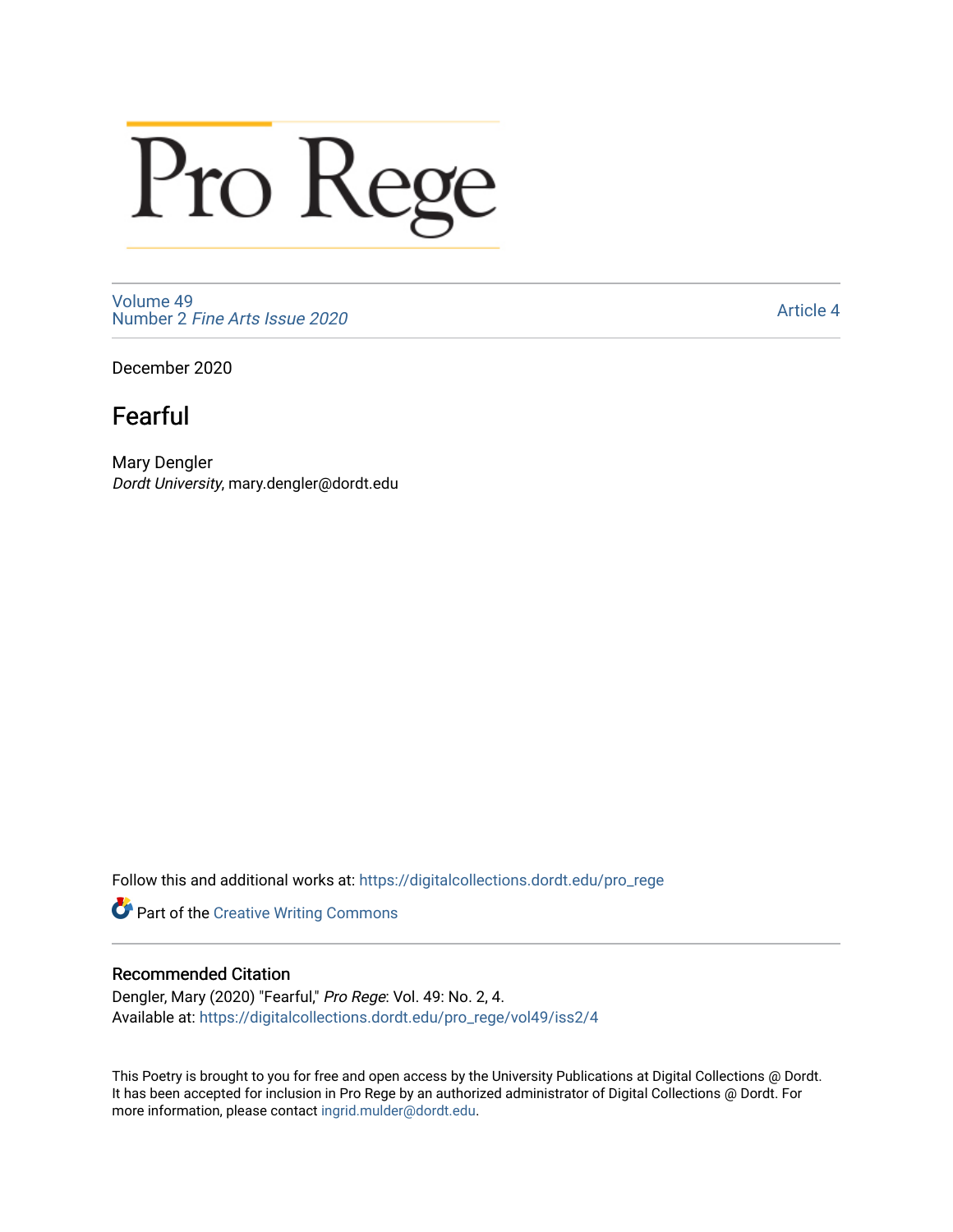# Pro Rege

Volume 49
Number 2 *Fine Arts Issue 2020*

Article 4

December 2020

## Fearful

Mary Dengler
*Dordt University*, mary.dengler@dordt.edu

Follow this and additional works at: https://digitalcollections.dordt.edu/pro_rege

Part of the Creative Writing Commons

### Recommended Citation

Dengler, Mary (2020) "Fearful," *Pro Rege*: Vol. 49: No. 2, 4.
Available at: https://digitalcollections.dordt.edu/pro_rege/vol49/iss2/4

This Poetry is brought to you for free and open access by the University Publications at Digital Collections @ Dordt. It has been accepted for inclusion in Pro Rege by an authorized administrator of Digital Collections @ Dordt. For more information, please contact ingrid.mulder@dordt.edu.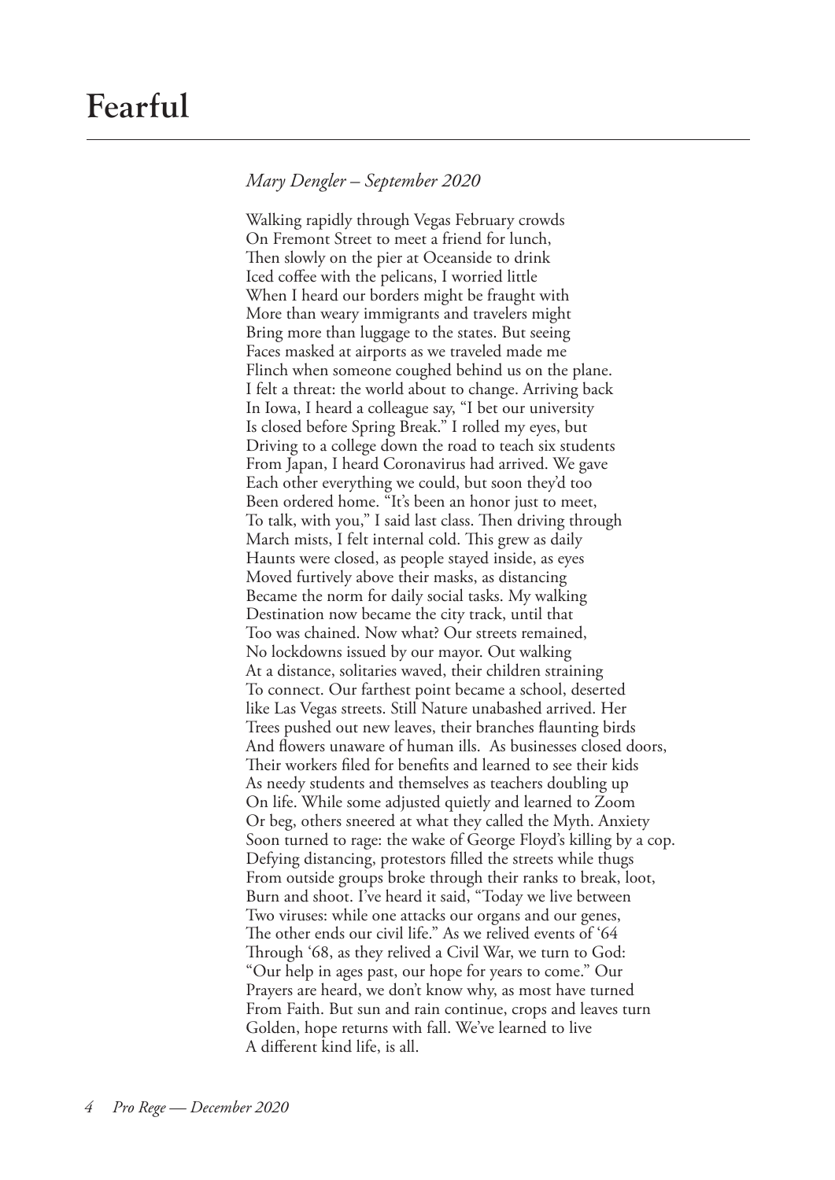# Fearful

*Mary Dengler – September 2020*

Walking rapidly through Vegas February crowds  
On Fremont Street to meet a friend for lunch,  
Then slowly on the pier at Oceanside to drink  
Iced coffee with the pelicans, I worried little  
When I heard our borders might be fraught with  
More than weary immigrants and travelers might  
Bring more than luggage to the states. But seeing  
Faces masked at airports as we traveled made me  
Flinch when someone coughed behind us on the plane.  
I felt a threat: the world about to change. Arriving back  
In Iowa, I heard a colleague say, "I bet our university  
Is closed before Spring Break." I rolled my eyes, but  
Driving to a college down the road to teach six students  
From Japan, I heard Coronavirus had arrived. We gave  
Each other everything we could, but soon they'd too  
Been ordered home. "It's been an honor just to meet,  
To talk, with you," I said last class. Then driving through  
March mists, I felt internal cold. This grew as daily  
Haunts were closed, as people stayed inside, as eyes  
Moved furtively above their masks, as distancing  
Became the norm for daily social tasks. My walking  
Destination now became the city track, until that  
Too was chained. Now what? Our streets remained,  
No lockdowns issued by our mayor. Out walking  
At a distance, solitaries waved, their children straining  
To connect. Our farthest point became a school, deserted  
like Las Vegas streets. Still Nature unabashed arrived. Her  
Trees pushed out new leaves, their branches flaunting birds  
And flowers unaware of human ills. As businesses closed doors,  
Their workers filed for benefits and learned to see their kids  
As needy students and themselves as teachers doubling up  
On life. While some adjusted quietly and learned to Zoom  
Or beg, others sneered at what they called the Myth. Anxiety  
Soon turned to rage: the wake of George Floyd's killing by a cop.  
Defying distancing, protestors filled the streets while thugs  
From outside groups broke through their ranks to break, loot,  
Burn and shoot. I've heard it said, "Today we live between  
Two viruses: while one attacks our organs and our genes,  
The other ends our civil life." As we relived events of '64  
Through '68, as they relived a Civil War, we turn to God:  
"Our help in ages past, our hope for years to come." Our  
Prayers are heard, we don't know why, as most have turned  
From Faith. But sun and rain continue, crops and leaves turn  
Golden, hope returns with fall. We've learned to live  
A different kind life, is all.